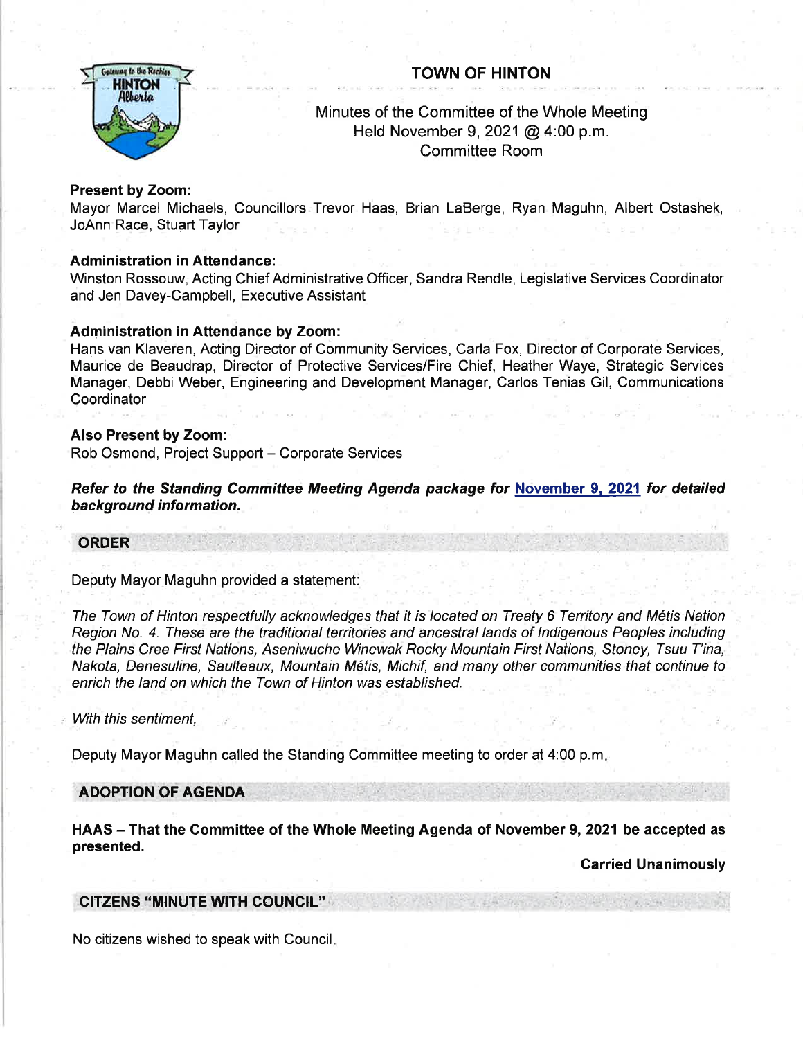# TOWN OF HINTON

Minutes of the Committee of the Whole Meeting
Held November 9, 2021 @ 4:00 p.m.
Committee Room

**Present by Zoom:**
Mayor Marcel Michaels, Councillors Trevor Haas, Brian LaBerge, Ryan Maguhn, Albert Ostashek, JoAnn Race, Stuart Taylor

**Administration in Attendance:**
Winston Rossouw, Acting Chief Administrative Officer, Sandra Rendle, Legislative Services Coordinator and Jen Davey-Campbell, Executive Assistant

**Administration in Attendance by Zoom:**
Hans van Klaveren, Acting Director of Community Services, Carla Fox, Director of Corporate Services, Maurice de Beaudrap, Director of Protective Services/Fire Chief, Heather Waye, Strategic Services Manager, Debbi Weber, Engineering and Development Manager, Carlos Tenias Gil, Communications Coordinator

**Also Present by Zoom:**
Rob Osmond, Project Support – Corporate Services

***Refer to the Standing Committee Meeting Agenda package for November 9, 2021 for detailed background information.***

## ORDER

Deputy Mayor Maguhn provided a statement:

*The Town of Hinton respectfully acknowledges that it is located on Treaty 6 Territory and Métis Nation Region No. 4. These are the traditional territories and ancestral lands of Indigenous Peoples including the Plains Cree First Nations, Aseniwuche Winewak Rocky Mountain First Nations, Stoney, Tsuu T'ina, Nakota, Denesuline, Saulteaux, Mountain Métis, Michif, and many other communities that continue to enrich the land on which the Town of Hinton was established.*

*With this sentiment,*

Deputy Mayor Maguhn called the Standing Committee meeting to order at 4:00 p.m.

## ADOPTION OF AGENDA

**HAAS – That the Committee of the Whole Meeting Agenda of November 9, 2021 be accepted as presented.**

**Carried Unanimously**

## CITIZENS "MINUTE WITH COUNCIL"

No citizens wished to speak with Council.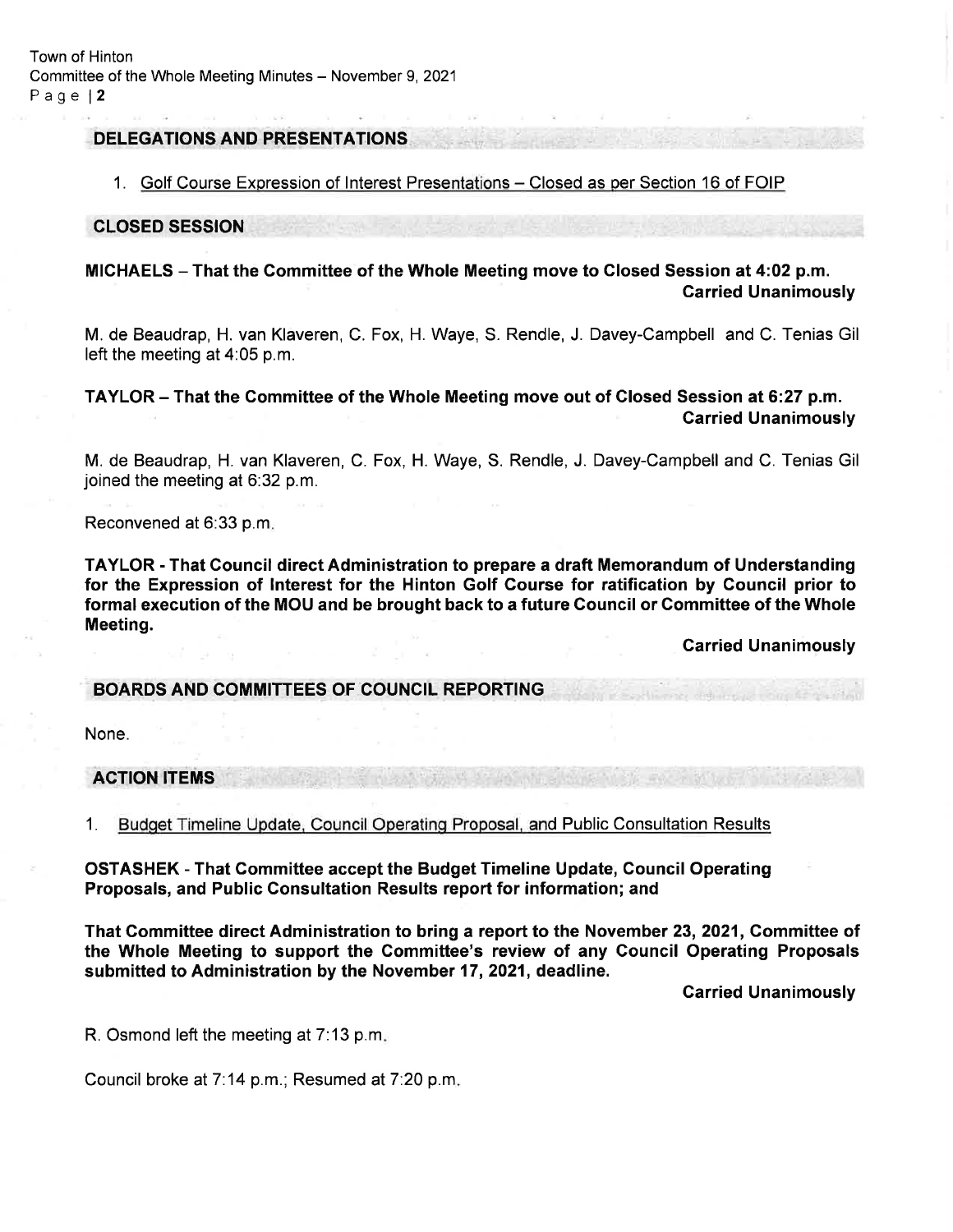## DELEGATIONS AND PRESENTATIONS

1. Golf Course Expression of Interest Presentations – Closed as per Section 16 of FOIP

## CLOSED SESSION

**MICHAELS – That the Committee of the Whole Meeting move to Closed Session at 4:02 p.m.**
**Carried Unanimously**

M. de Beaudrap, H. van Klaveren, C. Fox, H. Waye, S. Rendle, J. Davey-Campbell and C. Tenias Gil left the meeting at 4:05 p.m.

**TAYLOR – That the Committee of the Whole Meeting move out of Closed Session at 6:27 p.m.**
**Carried Unanimously**

M. de Beaudrap, H. van Klaveren, C. Fox, H. Waye, S. Rendle, J. Davey-Campbell and C. Tenias Gil joined the meeting at 6:32 p.m.

Reconvened at 6:33 p.m.

**TAYLOR - That Council direct Administration to prepare a draft Memorandum of Understanding for the Expression of Interest for the Hinton Golf Course for ratification by Council prior to formal execution of the MOU and be brought back to a future Council or Committee of the Whole Meeting.**

**Carried Unanimously**

## BOARDS AND COMMITTEES OF COUNCIL REPORTING

None.

## ACTION ITEMS

1. Budget Timeline Update, Council Operating Proposal, and Public Consultation Results

**OSTASHEK - That Committee accept the Budget Timeline Update, Council Operating Proposals, and Public Consultation Results report for information; and**

**That Committee direct Administration to bring a report to the November 23, 2021, Committee of the Whole Meeting to support the Committee's review of any Council Operating Proposals submitted to Administration by the November 17, 2021, deadline.**

**Carried Unanimously**

R. Osmond left the meeting at 7:13 p.m.

Council broke at 7:14 p.m.; Resumed at 7:20 p.m.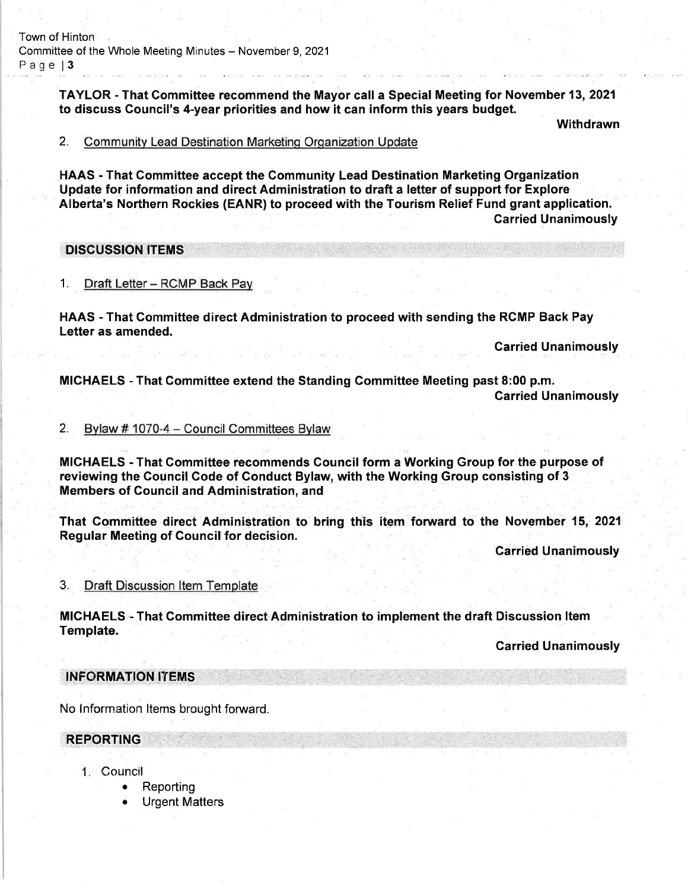**TAYLOR - That Committee recommend the Mayor call a Special Meeting for November 13, 2021 to discuss Council's 4-year priorities and how it can inform this years budget.**

**Withdrawn**

2. Community Lead Destination Marketing Organization Update

**HAAS - That Committee accept the Community Lead Destination Marketing Organization Update for information and direct Administration to draft a letter of support for Explore Alberta's Northern Rockies (EANR) to proceed with the Tourism Relief Fund grant application.**

**Carried Unanimously**

## DISCUSSION ITEMS

1. Draft Letter – RCMP Back Pay

**HAAS - That Committee direct Administration to proceed with sending the RCMP Back Pay Letter as amended.**

**Carried Unanimously**

**MICHAELS - That Committee extend the Standing Committee Meeting past 8:00 p.m.**

**Carried Unanimously**

2. Bylaw # 1070-4 – Council Committees Bylaw

**MICHAELS - That Committee recommends Council form a Working Group for the purpose of reviewing the Council Code of Conduct Bylaw, with the Working Group consisting of 3 Members of Council and Administration, and**

**That Committee direct Administration to bring this item forward to the November 15, 2021 Regular Meeting of Council for decision.**

**Carried Unanimously**

3. Draft Discussion Item Template

**MICHAELS - That Committee direct Administration to implement the draft Discussion Item Template.**

**Carried Unanimously**

## INFORMATION ITEMS

No Information Items brought forward.

## REPORTING

1. Council
   - Reporting
   - Urgent Matters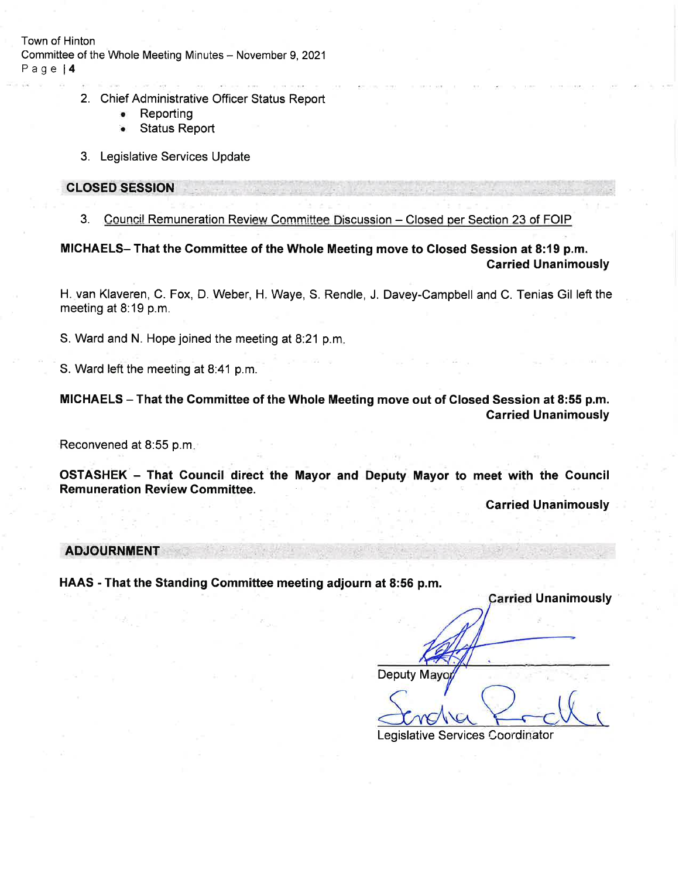2. Chief Administrative Officer Status Report
   - Reporting
   - Status Report

3. Legislative Services Update

## CLOSED SESSION

3. Council Remuneration Review Committee Discussion – Closed per Section 23 of FOIP

**MICHAELS– That the Committee of the Whole Meeting move to Closed Session at 8:19 p.m.**
**Carried Unanimously**

H. van Klaveren, C. Fox, D. Weber, H. Waye, S. Rendle, J. Davey-Campbell and C. Tenias Gil left the meeting at 8:19 p.m.

S. Ward and N. Hope joined the meeting at 8:21 p.m.

S. Ward left the meeting at 8:41 p.m.

**MICHAELS – That the Committee of the Whole Meeting move out of Closed Session at 8:55 p.m.**
**Carried Unanimously**

Reconvened at 8:55 p.m.

**OSTASHEK – That Council direct the Mayor and Deputy Mayor to meet with the Council Remuneration Review Committee.**
**Carried Unanimously**

## ADJOURNMENT

**HAAS - That the Standing Committee meeting adjourn at 8:56 p.m.**
**Carried Unanimously**

Deputy Mayor

Legislative Services Coordinator